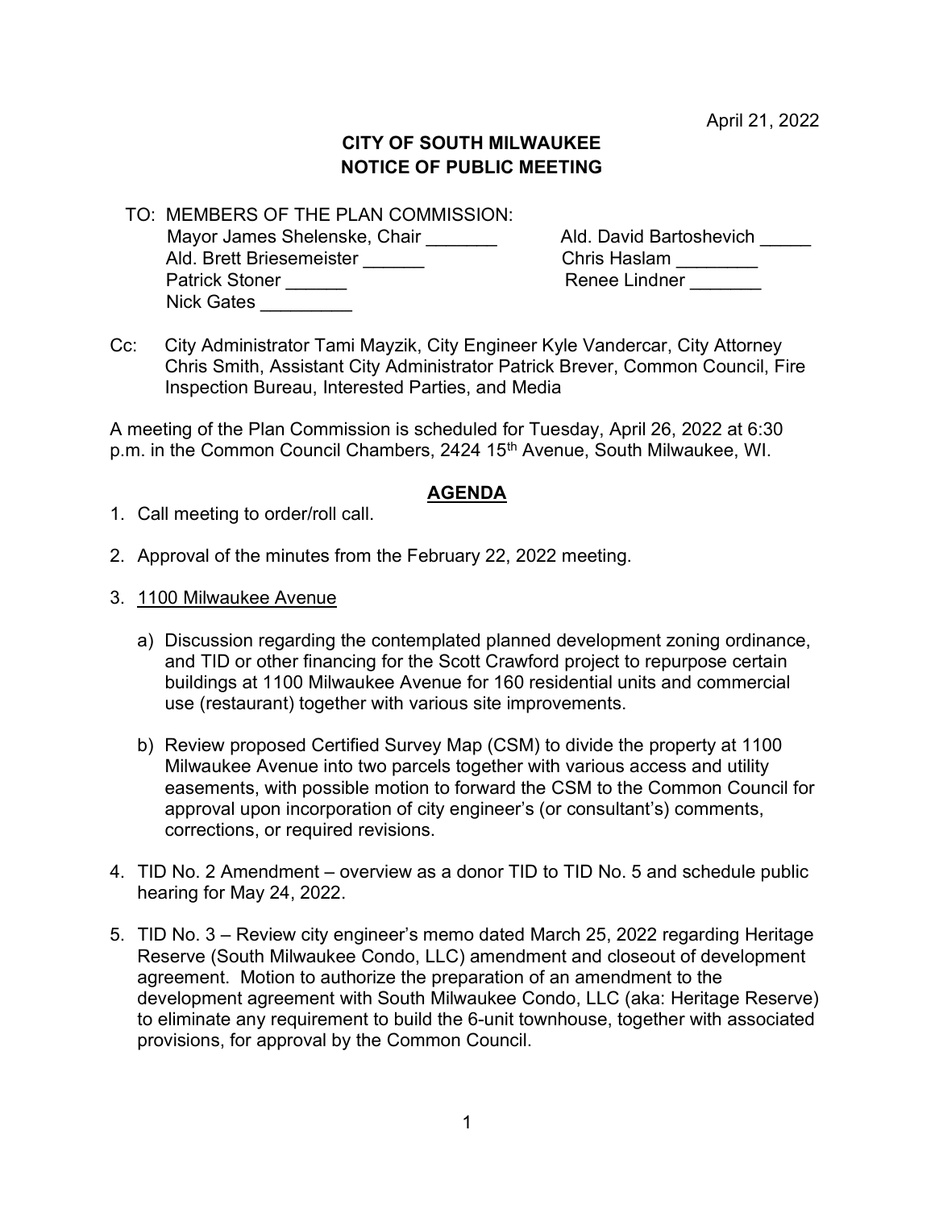April 21, 2022

**CITY OF SOUTH MILWAUKEE**
**NOTICE OF PUBLIC MEETING**

TO: MEMBERS OF THE PLAN COMMISSION:

Mayor James Shelenske, Chair _______
Ald. David Bartoshevich _____
Ald. Brett Briesemeister ______
Chris Haslam ________
Patrick Stoner ______
Renee Lindner _______
Nick Gates _________

Cc: City Administrator Tami Mayzik, City Engineer Kyle Vandercar, City Attorney Chris Smith, Assistant City Administrator Patrick Brever, Common Council, Fire Inspection Bureau, Interested Parties, and Media

A meeting of the Plan Commission is scheduled for Tuesday, April 26, 2022 at 6:30 p.m. in the Common Council Chambers, 2424 15th Avenue, South Milwaukee, WI.

**AGENDA**

1. Call meeting to order/roll call.

2. Approval of the minutes from the February 22, 2022 meeting.

3. 1100 Milwaukee Avenue

   a) Discussion regarding the contemplated planned development zoning ordinance, and TID or other financing for the Scott Crawford project to repurpose certain buildings at 1100 Milwaukee Avenue for 160 residential units and commercial use (restaurant) together with various site improvements.

   b) Review proposed Certified Survey Map (CSM) to divide the property at 1100 Milwaukee Avenue into two parcels together with various access and utility easements, with possible motion to forward the CSM to the Common Council for approval upon incorporation of city engineer's (or consultant's) comments, corrections, or required revisions.

4. TID No. 2 Amendment – overview as a donor TID to TID No. 5 and schedule public hearing for May 24, 2022.

5. TID No. 3 – Review city engineer's memo dated March 25, 2022 regarding Heritage Reserve (South Milwaukee Condo, LLC) amendment and closeout of development agreement. Motion to authorize the preparation of an amendment to the development agreement with South Milwaukee Condo, LLC (aka: Heritage Reserve) to eliminate any requirement to build the 6-unit townhouse, together with associated provisions, for approval by the Common Council.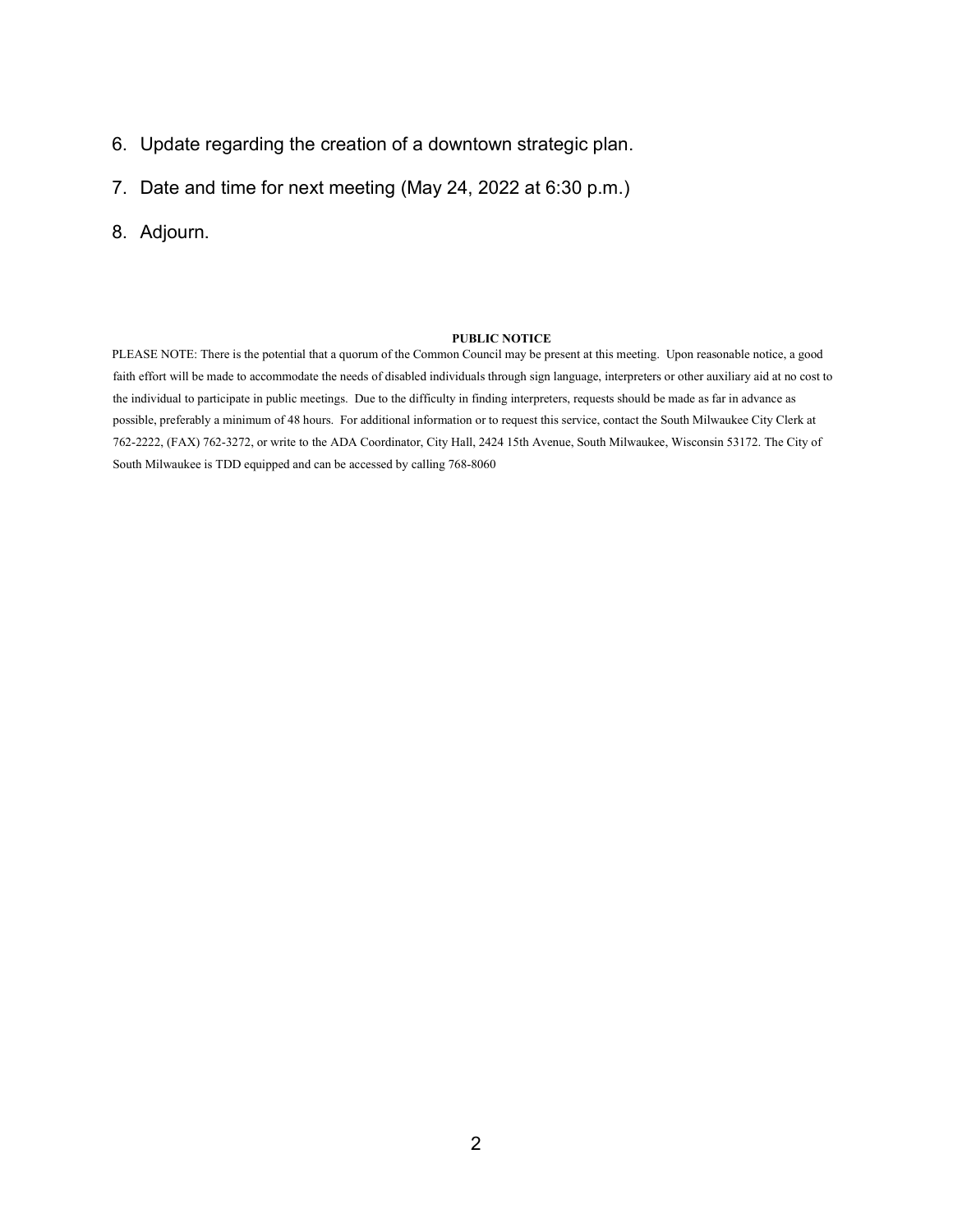6. Update regarding the creation of a downtown strategic plan.
7. Date and time for next meeting (May 24, 2022 at 6:30 p.m.)
8. Adjourn.

**PUBLIC NOTICE**

PLEASE NOTE: There is the potential that a quorum of the Common Council may be present at this meeting. Upon reasonable notice, a good faith effort will be made to accommodate the needs of disabled individuals through sign language, interpreters or other auxiliary aid at no cost to the individual to participate in public meetings. Due to the difficulty in finding interpreters, requests should be made as far in advance as possible, preferably a minimum of 48 hours. For additional information or to request this service, contact the South Milwaukee City Clerk at 762-2222, (FAX) 762-3272, or write to the ADA Coordinator, City Hall, 2424 15th Avenue, South Milwaukee, Wisconsin 53172. The City of South Milwaukee is TDD equipped and can be accessed by calling 768-8060